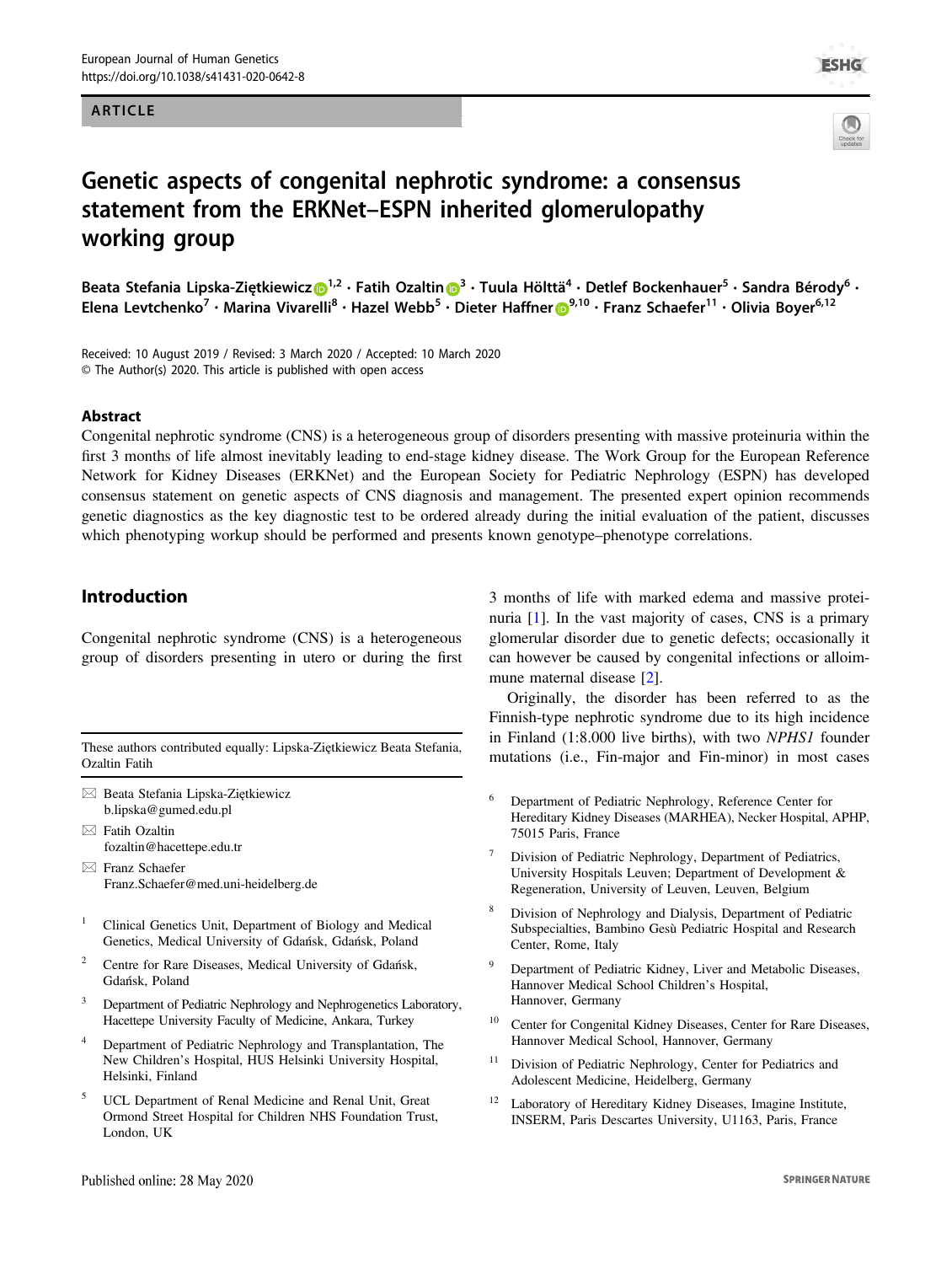ARTICLE

# Genetic aspects of congenital nephrotic syndrome: a consensus statement from the ERKNet–ESPN inherited glomerulopathy working group

**Beata Stefania Lipska-Ziętkiewicz**[1,2] · **Fatih Ozaltin**[3] · **Tuula Hölttä**[4] · **Detlef Bockenhauer**[5] · **Sandra Bérody**[6] · **Elena Levtchenko**[7] · **Marina Vivarelli**[8] · **Hazel Webb**[5] · **Dieter Haffner**[9,10] · **Franz Schaefer**[11] · **Olivia Boyer**[6,12]

Received: 10 August 2019 / Revised: 3 March 2020 / Accepted: 10 March 2020
© The Author(s) 2020. This article is published with open access

## Abstract

Congenital nephrotic syndrome (CNS) is a heterogeneous group of disorders presenting with massive proteinuria within the first 3 months of life almost inevitably leading to end-stage kidney disease. The Work Group for the European Reference Network for Kidney Diseases (ERKNet) and the European Society for Pediatric Nephrology (ESPN) has developed consensus statement on genetic aspects of CNS diagnosis and management. The presented expert opinion recommends genetic diagnostics as the key diagnostic test to be ordered already during the initial evaluation of the patient, discusses which phenotyping workup should be performed and presents known genotype–phenotype correlations.

## Introduction

Congenital nephrotic syndrome (CNS) is a heterogeneous group of disorders presenting in utero or during the first 3 months of life with marked edema and massive proteinuria [1]. In the vast majority of cases, CNS is a primary glomerular disorder due to genetic defects; occasionally it can however be caused by congenital infections or alloimmune maternal disease [2].

Originally, the disorder has been referred to as the Finnish-type nephrotic syndrome due to its high incidence in Finland (1:8.000 live births), with two *NPHS1* founder mutations (i.e., Fin-major and Fin-minor) in most cases

---

These authors contributed equally: Lipska-Ziętkiewicz Beata Stefania, Ozaltin Fatih

✉ Beata Stefania Lipska-Ziętkiewicz
b.lipska@gumed.edu.pl

✉ Fatih Ozaltin
fozaltin@hacettepe.edu.tr

✉ Franz Schaefer
Franz.Schaefer@med.uni-heidelberg.de

1. Clinical Genetics Unit, Department of Biology and Medical Genetics, Medical University of Gdańsk, Gdańsk, Poland
2. Centre for Rare Diseases, Medical University of Gdańsk, Gdańsk, Poland
3. Department of Pediatric Nephrology and Nephrogenetics Laboratory, Hacettepe University Faculty of Medicine, Ankara, Turkey
4. Department of Pediatric Nephrology and Transplantation, The New Children's Hospital, HUS Helsinki University Hospital, Helsinki, Finland
5. UCL Department of Renal Medicine and Renal Unit, Great Ormond Street Hospital for Children NHS Foundation Trust, London, UK
6. Department of Pediatric Nephrology, Reference Center for Hereditary Kidney Diseases (MARHEA), Necker Hospital, APHP, 75015 Paris, France
7. Division of Pediatric Nephrology, Department of Pediatrics, University Hospitals Leuven; Department of Development & Regeneration, University of Leuven, Leuven, Belgium
8. Division of Nephrology and Dialysis, Department of Pediatric Subspecialties, Bambino Gesù Pediatric Hospital and Research Center, Rome, Italy
9. Department of Pediatric Kidney, Liver and Metabolic Diseases, Hannover Medical School Children's Hospital, Hannover, Germany
10. Center for Congenital Kidney Diseases, Center for Rare Diseases, Hannover Medical School, Hannover, Germany
11. Division of Pediatric Nephrology, Center for Pediatrics and Adolescent Medicine, Heidelberg, Germany
12. Laboratory of Hereditary Kidney Diseases, Imagine Institute, INSERM, Paris Descartes University, U1163, Paris, France

Published online: 28 May 2020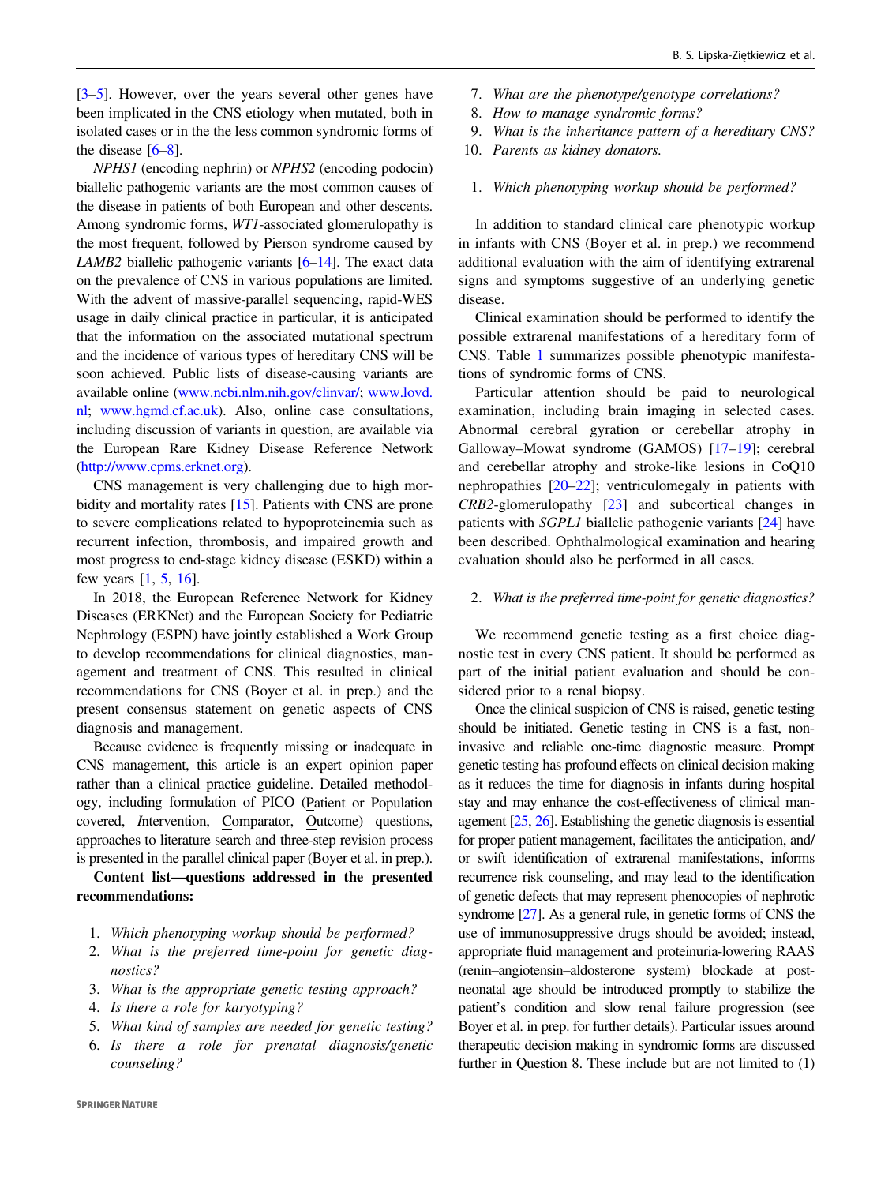[3–5]. However, over the years several other genes have been implicated in the CNS etiology when mutated, both in isolated cases or in the the less common syndromic forms of the disease [6–8].

*NPHS1* (encoding nephrin) or *NPHS2* (encoding podocin) biallelic pathogenic variants are the most common causes of the disease in patients of both European and other descents. Among syndromic forms, *WT1*-associated glomerulopathy is the most frequent, followed by Pierson syndrome caused by *LAMB2* biallelic pathogenic variants [6–14]. The exact data on the prevalence of CNS in various populations are limited. With the advent of massive-parallel sequencing, rapid-WES usage in daily clinical practice in particular, it is anticipated that the information on the associated mutational spectrum and the incidence of various types of hereditary CNS will be soon achieved. Public lists of disease-causing variants are available online (www.ncbi.nlm.nih.gov/clinvar/; www.lovd.nl; www.hgmd.cf.ac.uk). Also, online case consultations, including discussion of variants in question, are available via the European Rare Kidney Disease Reference Network (http://www.cpms.erknet.org).

CNS management is very challenging due to high morbidity and mortality rates [15]. Patients with CNS are prone to severe complications related to hypoproteinemia such as recurrent infection, thrombosis, and impaired growth and most progress to end-stage kidney disease (ESKD) within a few years [1, 5, 16].

In 2018, the European Reference Network for Kidney Diseases (ERKNet) and the European Society for Pediatric Nephrology (ESPN) have jointly established a Work Group to develop recommendations for clinical diagnostics, management and treatment of CNS. This resulted in clinical recommendations for CNS (Boyer et al. in prep.) and the present consensus statement on genetic aspects of CNS diagnosis and management.

Because evidence is frequently missing or inadequate in CNS management, this article is an expert opinion paper rather than a clinical practice guideline. Detailed methodology, including formulation of PICO (Patient or Population covered, Intervention, Comparator, Outcome) questions, approaches to literature search and three-step revision process is presented in the parallel clinical paper (Boyer et al. in prep.).

**Content list—questions addressed in the presented recommendations:**

1. *Which phenotyping workup should be performed?*
2. *What is the preferred time-point for genetic diagnostics?*
3. *What is the appropriate genetic testing approach?*
4. *Is there a role for karyotyping?*
5. *What kind of samples are needed for genetic testing?*
6. *Is there a role for prenatal diagnosis/genetic counseling?*
7. *What are the phenotype/genotype correlations?*
8. *How to manage syndromic forms?*
9. *What is the inheritance pattern of a hereditary CNS?*
10. *Parents as kidney donators.*

1. *Which phenotyping workup should be performed?*

In addition to standard clinical care phenotypic workup in infants with CNS (Boyer et al. in prep.) we recommend additional evaluation with the aim of identifying extrarenal signs and symptoms suggestive of an underlying genetic disease.

Clinical examination should be performed to identify the possible extrarenal manifestations of a hereditary form of CNS. Table 1 summarizes possible phenotypic manifestations of syndromic forms of CNS.

Particular attention should be paid to neurological examination, including brain imaging in selected cases. Abnormal cerebral gyration or cerebellar atrophy in Galloway–Mowat syndrome (GAMOS) [17–19]; cerebral and cerebellar atrophy and stroke-like lesions in CoQ10 nephropathies [20–22]; ventriculomegaly in patients with *CRB2*-glomerulopathy [23] and subcortical changes in patients with *SGPL1* biallelic pathogenic variants [24] have been described. Ophthalmological examination and hearing evaluation should also be performed in all cases.

2. *What is the preferred time-point for genetic diagnostics?*

We recommend genetic testing as a first choice diagnostic test in every CNS patient. It should be performed as part of the initial patient evaluation and should be considered prior to a renal biopsy.

Once the clinical suspicion of CNS is raised, genetic testing should be initiated. Genetic testing in CNS is a fast, non-invasive and reliable one-time diagnostic measure. Prompt genetic testing has profound effects on clinical decision making as it reduces the time for diagnosis in infants during hospital stay and may enhance the cost-effectiveness of clinical management [25, 26]. Establishing the genetic diagnosis is essential for proper patient management, facilitates the anticipation, and/or swift identification of extrarenal manifestations, informs recurrence risk counseling, and may lead to the identification of genetic defects that may represent phenocopies of nephrotic syndrome [27]. As a general rule, in genetic forms of CNS the use of immunosuppressive drugs should be avoided; instead, appropriate fluid management and proteinuria-lowering RAAS (renin–angiotensin–aldosterone system) blockade at post-neonatal age should be introduced promptly to stabilize the patient's condition and slow renal failure progression (see Boyer et al. in prep. for further details). Particular issues around therapeutic decision making in syndromic forms are discussed further in Question 8. These include but are not limited to (1)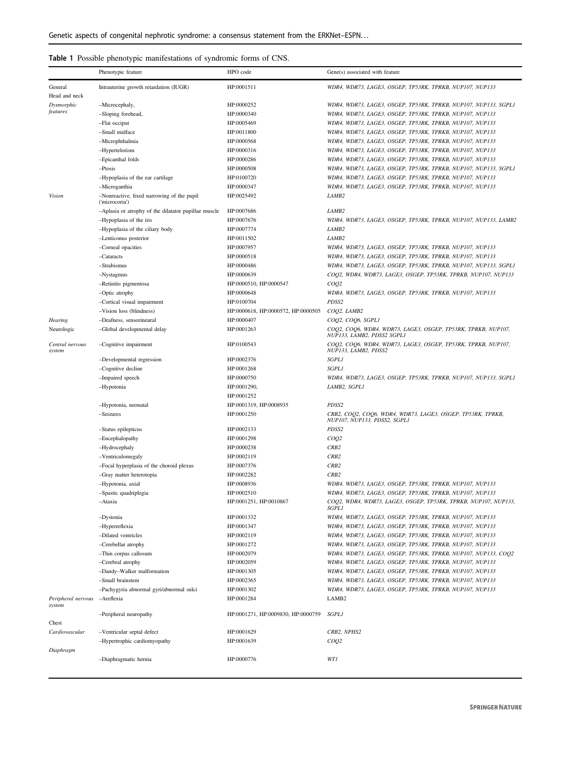**Table 1** Possible phenotypic manifestations of syndromic forms of CNS.

| | Phenotypic feature | HPO code | Gene(s) associated with feature |
|---|---|---|---|
| General | Intrauterine growth retardation (IUGR) | HP:0001511 | *WDR4, WDR73, LAGE3, OSGEP, TP53RK, TPRKB, NUP107, NUP133* |
| Head and neck | | | |
| *Dysmorphic features* | –Microcephaly, | HP:0000252 | *WDR4, WDR73, LAGE3, OSGEP, TP53RK, TPRKB, NUP107, NUP133, SGPL1* |
| | –Sloping forehead, | HP:0000340 | *WDR4, WDR73, LAGE3, OSGEP, TP53RK, TPRKB, NUP107, NUP133* |
| | –Flat occiput | HP:0005469 | *WDR4, WDR73, LAGE3, OSGEP, TP53RK, TPRKB, NUP107, NUP133* |
| | –Small midface | HP:0011800 | *WDR4, WDR73, LAGE3, OSGEP, TP53RK, TPRKB, NUP107, NUP133* |
| | –Microphthalmia | HP:0000568 | *WDR4, WDR73, LAGE3, OSGEP, TP53RK, TPRKB, NUP107, NUP133* |
| | –Hypertelorism | HP:0000316 | *WDR4, WDR73, LAGE3, OSGEP, TP53RK, TPRKB, NUP107, NUP133* |
| | –Epicanthal folds | HP:0000286 | *WDR4, WDR73, LAGE3, OSGEP, TP53RK, TPRKB, NUP107, NUP133* |
| | –Ptosis | HP:0000508 | *WDR4, WDR73, LAGE3, OSGEP, TP53RK, TPRKB, NUP107, NUP133, SGPL1* |
| | –Hypoplasia of the ear cartilage | HP:0100720 | *WDR4, WDR73, LAGE3, OSGEP, TP53RK, TPRKB, NUP107, NUP133* |
| | –Microganthia | HP:0000347 | *WDR4, WDR73, LAGE3, OSGEP, TP53RK, TPRKB, NUP107, NUP133* |
| *Vision* | –Nonreactive, fixed narrowing of the pupil ('microcoria') | HP:0025492 | *LAMB2* |
| | –Aplasia or atrophy of the dilatator pupillae muscle | HP:0007686 | *LAMB2* |
| | –Hypoplasia of the iris | HP:0007676 | *WDR4, WDR73, LAGE3, OSGEP, TP53RK, TPRKB, NUP107, NUP133, LAMB2* |
| | –Hypoplasia of the ciliary body | HP:0007774 | *LAMB2* |
| | –Lenticonus posterior | HP:0011502 | *LAMB2* |
| | –Corneal opacities | HP:0007957 | *WDR4, WDR73, LAGE3, OSGEP, TP53RK, TPRKB, NUP107, NUP133* |
| | –Cataracts | HP:0000518 | *WDR4, WDR73, LAGE3, OSGEP, TP53RK, TPRKB, NUP107, NUP133* |
| | –Strabismus | HP:0000486 | *WDR4, WDR73, LAGE3, OSGEP, TP53RK, TPRKB, NUP107, NUP133, SGPL1* |
| | –Nystagmus | HP:0000639 | *COQ2, WDR4, WDR73, LAGE3, OSGEP, TP53RK, TPRKB, NUP107, NUP133* |
| | –Retinitis pigmentosa | HP:0000510, HP:0000547 | *COQ2* |
| | –Optic atrophy | HP:0000648 | *WDR4, WDR73, LAGE3, OSGEP, TP53RK, TPRKB, NUP107, NUP133* |
| | –Cortical visual impairment | HP:0100704 | *PDSS2* |
| | –Vision loss (blindness) | HP:0000618, HP:0000572, HP:0000505 | *COQ2, LAMB2* |
| *Hearing* | –Deafness, sensorineural | HP:0000407 | *COQ2, COQ6, SGPL1* |
| Neurologic | –Global developmental delay | HP:0001263 | *COQ2, COQ6, WDR4, WDR73, LAGE3, OSGEP, TP53RK, TPRKB, NUP107, NUP133, LAMB2, PDSS2 SGPL1* |
| *Central nervous system* | –Cognitive impairment | HP:0100543 | *COQ2, COQ6, WDR4, WDR73, LAGE3, OSGEP, TP53RK, TPRKB, NUP107, NUP133, LAMB2, PDSS2* |
| | –Developmental regression | HP:0002376 | *SGPL1* |
| | –Cognitive decline | HP:0001268 | *SGPL1* |
| | –Impaired speech | HP:0000750 | *WDR4, WDR73, LAGE3, OSGEP, TP53RK, TPRKB, NUP107, NUP133, SGPL1* |
| | –Hypotonia | HP:0001290, HP:0001252 | *LAMB2, SGPL1* |
| | –Hypotonia, neonatal | HP:0001319, HP:0008935 | *PDSS2* |
| | –Seizures | HP:0001250 | *CRB2, COQ2, COQ6, WDR4, WDR73, LAGE3, OSGEP, TP53RK, TPRKB, NUP107, NUP133, PDSS2, SGPL1* |
| | –Status epilepticus | HP:0002133 | *PDSS2* |
| | –Encephalopathy | HP:0001298 | *COQ2* |
| | –Hydrocephaly | HP:0000238 | *CRB2* |
| | –Ventriculomegaly | HP:0002119 | *CRB2* |
| | –Focal hyperplasia of the choroid plexus | HP:0007376 | *CRB2* |
| | –Gray matter heterotopia | HP:0002282 | *CRB2* |
| | –Hypotonia, axial | HP:0008936 | *WDR4, WDR73, LAGE3, OSGEP, TP53RK, TPRKB, NUP107, NUP133* |
| | –Spastic quadriplegia | HP:0002510 | *WDR4, WDR73, LAGE3, OSGEP, TP53RK, TPRKB, NUP107, NUP133* |
| | –Ataxia | HP:0001251, HP:0010867 | *COQ2, WDR4, WDR73, LAGE3, OSGEP, TP53RK, TPRKB, NUP107, NUP133, SGPL1* |
| | –Dystonia | HP:0001332 | *WDR4, WDR73, LAGE3, OSGEP, TP53RK, TPRKB, NUP107, NUP133* |
| | –Hyperreflexia | HP:0001347 | *WDR4, WDR73, LAGE3, OSGEP, TP53RK, TPRKB, NUP107, NUP133* |
| | –Dilated ventricles | HP:0002119 | *WDR4, WDR73, LAGE3, OSGEP, TP53RK, TPRKB, NUP107, NUP133* |
| | –Cerebellar atrophy | HP:0001272 | *WDR4, WDR73, LAGE3, OSGEP, TP53RK, TPRKB, NUP107, NUP133* |
| | –Thin corpus callosum | HP:0002079 | *WDR4, WDR73, LAGE3, OSGEP, TP53RK, TPRKB, NUP107, NUP133, COQ2* |
| | –Cerebral atrophy | HP:0002059 | *WDR4, WDR73, LAGE3, OSGEP, TP53RK, TPRKB, NUP107, NUP133* |
| | –Dandy–Walker malformation | HP:0001305 | *WDR4, WDR73, LAGE3, OSGEP, TP53RK, TPRKB, NUP107, NUP133* |
| | –Small brainstem | HP:0002365 | *WDR4, WDR73, LAGE3, OSGEP, TP53RK, TPRKB, NUP107, NUP133* |
| | –Pachygyria abnormal gyri/abnormal sulci | HP:0001302 | *WDR4, WDR73, LAGE3, OSGEP, TP53RK, TPRKB, NUP107, NUP133* |
| *Peripheral nervous system* | –Areflexia | HP:0001284 | LAMB2 |
| | –Peripheral neuropathy | HP:0001271, HP:0009830, HP:0000759 | *SGPL1* |
| Chest | | | |
| *Cardiovascular* | –Ventricular septal defect | HP:0001629 | *CRB2, NPHS2* |
| | –Hypertrophic cardiomyopathy | HP:0001639 | *COQ2* |
| *Diaphragm* | | | |
| | –Diaphragmatic hernia | HP:0000776 | *WT1* |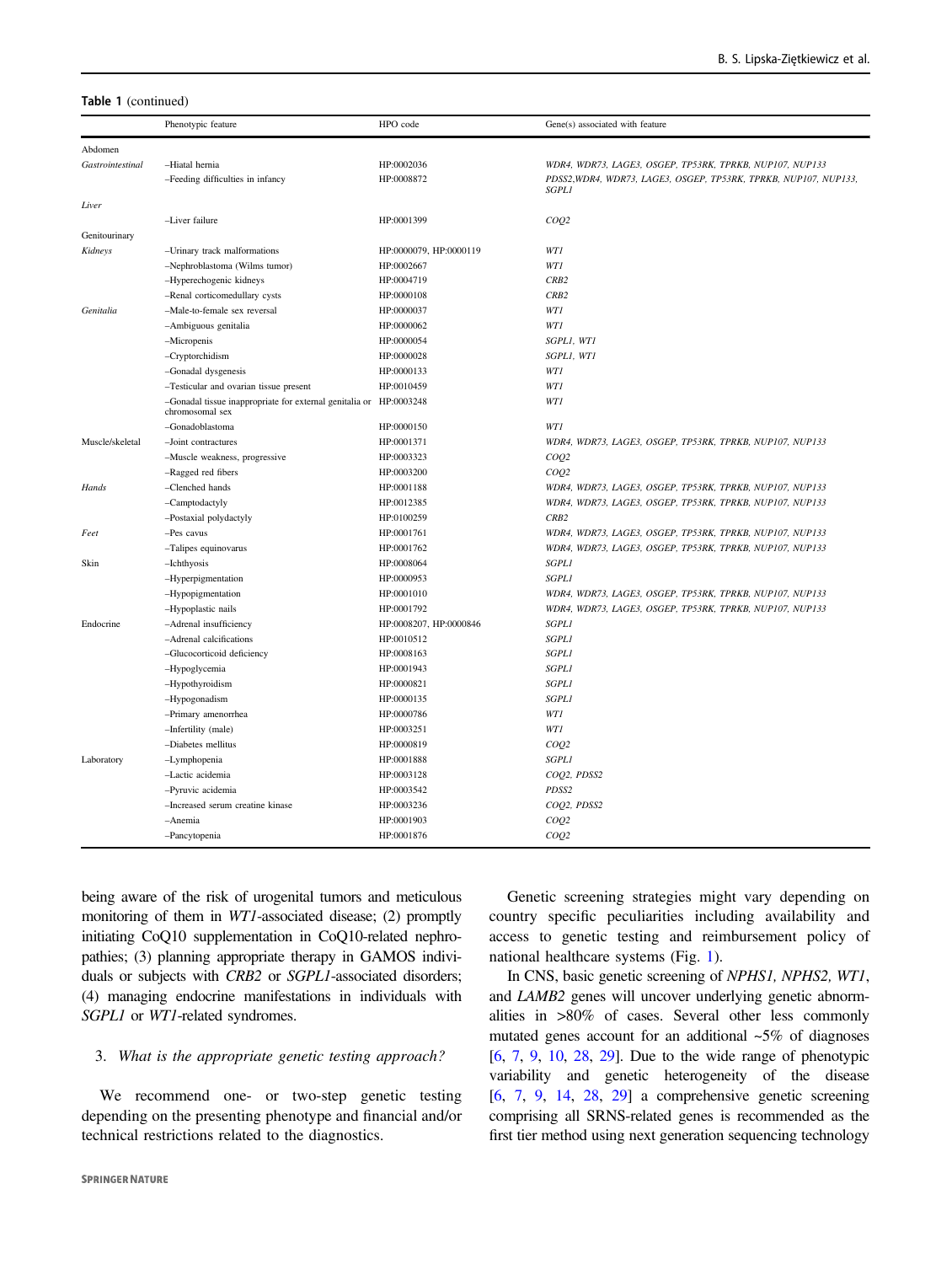**Table 1** (continued)

| | Phenotypic feature | HPO code | Gene(s) associated with feature |
|---|---|---|---|
| Abdomen | | | |
| *Gastrointestinal* | –Hiatal hernia | HP:0002036 | *WDR4, WDR73, LAGE3, OSGEP, TP53RK, TPRKB, NUP107, NUP133* |
| | –Feeding difficulties in infancy | HP:0008872 | *PDSS2,WDR4, WDR73, LAGE3, OSGEP, TP53RK, TPRKB, NUP107, NUP133, SGPL1* |
| *Liver* | | | |
| | –Liver failure | HP:0001399 | *COQ2* |
| Genitourinary | | | |
| *Kidneys* | –Urinary track malformations | HP:0000079, HP:0000119 | *WT1* |
| | –Nephroblastoma (Wilms tumor) | HP:0002667 | *WT1* |
| | –Hyperechogenic kidneys | HP:0004719 | *CRB2* |
| | –Renal corticomedullary cysts | HP:0000108 | *CRB2* |
| *Genitalia* | –Male-to-female sex reversal | HP:0000037 | *WT1* |
| | –Ambiguous genitalia | HP:0000062 | *WT1* |
| | –Micropenis | HP:0000054 | *SGPL1, WT1* |
| | –Cryptorchidism | HP:0000028 | *SGPL1, WT1* |
| | –Gonadal dysgenesis | HP:0000133 | *WT1* |
| | –Testicular and ovarian tissue present | HP:0010459 | *WT1* |
| | –Gonadal tissue inappropriate for external genitalia or chromosomal sex | HP:0003248 | *WT1* |
| | –Gonadoblastoma | HP:0000150 | *WT1* |
| Muscle/skeletal | –Joint contractures | HP:0001371 | *WDR4, WDR73, LAGE3, OSGEP, TP53RK, TPRKB, NUP107, NUP133* |
| | –Muscle weakness, progressive | HP:0003323 | *COQ2* |
| | –Ragged red fibers | HP:0003200 | *COQ2* |
| *Hands* | –Clenched hands | HP:0001188 | *WDR4, WDR73, LAGE3, OSGEP, TP53RK, TPRKB, NUP107, NUP133* |
| | –Camptodactyly | HP:0012385 | *WDR4, WDR73, LAGE3, OSGEP, TP53RK, TPRKB, NUP107, NUP133* |
| | –Postaxial polydactyly | HP:0100259 | *CRB2* |
| *Feet* | –Pes cavus | HP:0001761 | *WDR4, WDR73, LAGE3, OSGEP, TP53RK, TPRKB, NUP107, NUP133* |
| | –Talipes equinovarus | HP:0001762 | *WDR4, WDR73, LAGE3, OSGEP, TP53RK, TPRKB, NUP107, NUP133* |
| Skin | –Ichthyosis | HP:0008064 | *SGPL1* |
| | –Hyperpigmentation | HP:0000953 | *SGPL1* |
| | –Hypopigmentation | HP:0001010 | *WDR4, WDR73, LAGE3, OSGEP, TP53RK, TPRKB, NUP107, NUP133* |
| | –Hypoplastic nails | HP:0001792 | *WDR4, WDR73, LAGE3, OSGEP, TP53RK, TPRKB, NUP107, NUP133* |
| Endocrine | –Adrenal insufficiency | HP:0008207, HP:0000846 | *SGPL1* |
| | –Adrenal calcifications | HP:0010512 | *SGPL1* |
| | –Glucocorticoid deficiency | HP:0008163 | *SGPL1* |
| | –Hypoglycemia | HP:0001943 | *SGPL1* |
| | –Hypothyroidism | HP:0000821 | *SGPL1* |
| | –Hypogonadism | HP:0000135 | *SGPL1* |
| | –Primary amenorrhea | HP:0000786 | *WT1* |
| | –Infertility (male) | HP:0003251 | *WT1* |
| | –Diabetes mellitus | HP:0000819 | *COQ2* |
| Laboratory | –Lymphopenia | HP:0001888 | *SGPL1* |
| | –Lactic acidemia | HP:0003128 | *COQ2, PDSS2* |
| | –Pyruvic acidemia | HP:0003542 | *PDSS2* |
| | –Increased serum creatine kinase | HP:0003236 | *COQ2, PDSS2* |
| | –Anemia | HP:0001903 | *COQ2* |
| | –Pancytopenia | HP:0001876 | *COQ2* |

being aware of the risk of urogenital tumors and meticulous monitoring of them in *WT1*-associated disease; (2) promptly initiating CoQ10 supplementation in CoQ10-related nephropathies; (3) planning appropriate therapy in GAMOS individuals or subjects with *CRB2* or *SGPL1*-associated disorders; (4) managing endocrine manifestations in individuals with *SGPL1* or *WT1*-related syndromes.

3. *What is the appropriate genetic testing approach?*

We recommend one- or two-step genetic testing depending on the presenting phenotype and financial and/or technical restrictions related to the diagnostics.

Genetic screening strategies might vary depending on country specific peculiarities including availability and access to genetic testing and reimbursement policy of national healthcare systems (Fig. 1).

In CNS, basic genetic screening of *NPHS1, NPHS2, WT1*, and *LAMB2* genes will uncover underlying genetic abnormalities in >80% of cases. Several other less commonly mutated genes account for an additional ~5% of diagnoses [6, 7, 9, 10, 28, 29]. Due to the wide range of phenotypic variability and genetic heterogeneity of the disease [6, 7, 9, 14, 28, 29] a comprehensive genetic screening comprising all SRNS-related genes is recommended as the first tier method using next generation sequencing technology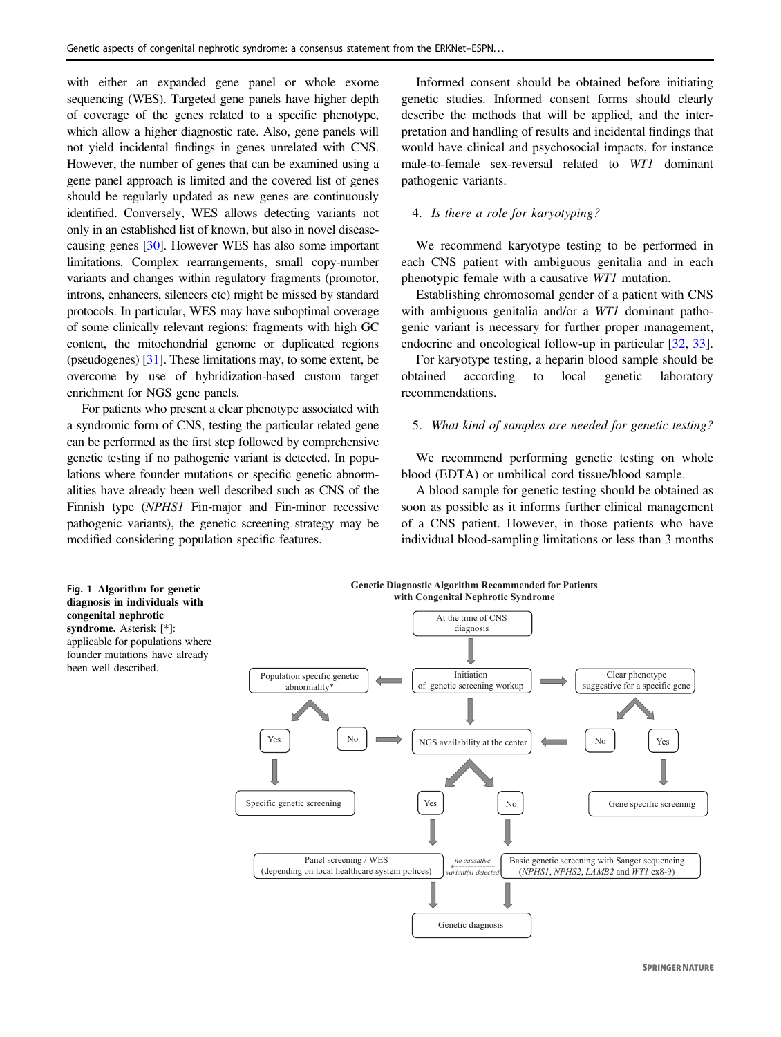with either an expanded gene panel or whole exome sequencing (WES). Targeted gene panels have higher depth of coverage of the genes related to a specific phenotype, which allow a higher diagnostic rate. Also, gene panels will not yield incidental findings in genes unrelated with CNS. However, the number of genes that can be examined using a gene panel approach is limited and the covered list of genes should be regularly updated as new genes are continuously identified. Conversely, WES allows detecting variants not only in an established list of known, but also in novel disease-causing genes [30]. However WES has also some important limitations. Complex rearrangements, small copy-number variants and changes within regulatory fragments (promotor, introns, enhancers, silencers etc) might be missed by standard protocols. In particular, WES may have suboptimal coverage of some clinically relevant regions: fragments with high GC content, the mitochondrial genome or duplicated regions (pseudogenes) [31]. These limitations may, to some extent, be overcome by use of hybridization-based custom target enrichment for NGS gene panels.

For patients who present a clear phenotype associated with a syndromic form of CNS, testing the particular related gene can be performed as the first step followed by comprehensive genetic testing if no pathogenic variant is detected. In populations where founder mutations or specific genetic abnormalities have already been well described such as CNS of the Finnish type (*NPHS1* Fin-major and Fin-minor recessive pathogenic variants), the genetic screening strategy may be modified considering population specific features.

Informed consent should be obtained before initiating genetic studies. Informed consent forms should clearly describe the methods that will be applied, and the interpretation and handling of results and incidental findings that would have clinical and psychosocial impacts, for instance male-to-female sex-reversal related to *WT1* dominant pathogenic variants.

4. *Is there a role for karyotyping?*

We recommend karyotype testing to be performed in each CNS patient with ambiguous genitalia and in each phenotypic female with a causative *WT1* mutation.

Establishing chromosomal gender of a patient with CNS with ambiguous genitalia and/or a *WT1* dominant pathogenic variant is necessary for further proper management, endocrine and oncological follow-up in particular [32, 33].

For karyotype testing, a heparin blood sample should be obtained according to local genetic laboratory recommendations.

5. *What kind of samples are needed for genetic testing?*

We recommend performing genetic testing on whole blood (EDTA) or umbilical cord tissue/blood sample.

A blood sample for genetic testing should be obtained as soon as possible as it informs further clinical management of a CNS patient. However, in those patients who have individual blood-sampling limitations or less than 3 months

**Genetic Diagnostic Algorithm Recommended for Patients with Congenital Nephrotic Syndrome**

- At the time of CNS diagnosis → Initiation of genetic screening workup
- Initiation of genetic screening workup → Population specific genetic abnormality*
  - Yes → Specific genetic screening
  - No → NGS availability at the center
- Initiation of genetic screening workup → Clear phenotype suggestive for a specific gene
  - Yes → Gene specific screening
  - No → NGS availability at the center
- Initiation of genetic screening workup → NGS availability at the center
  - Yes → Panel screening / WES (depending on local healthcare system polices) → Genetic diagnosis
  - No → Basic genetic screening with Sanger sequencing (*NPHS1*, *NPHS2*, *LAMB2* and *WT1* ex8-9) → Genetic diagnosis
    - *no causative variant(s) detected* → Panel screening / WES

**Fig. 1 Algorithm for genetic diagnosis in individuals with congenital nephrotic syndrome.** Asterisk [*]: applicable for populations where founder mutations have already been well described.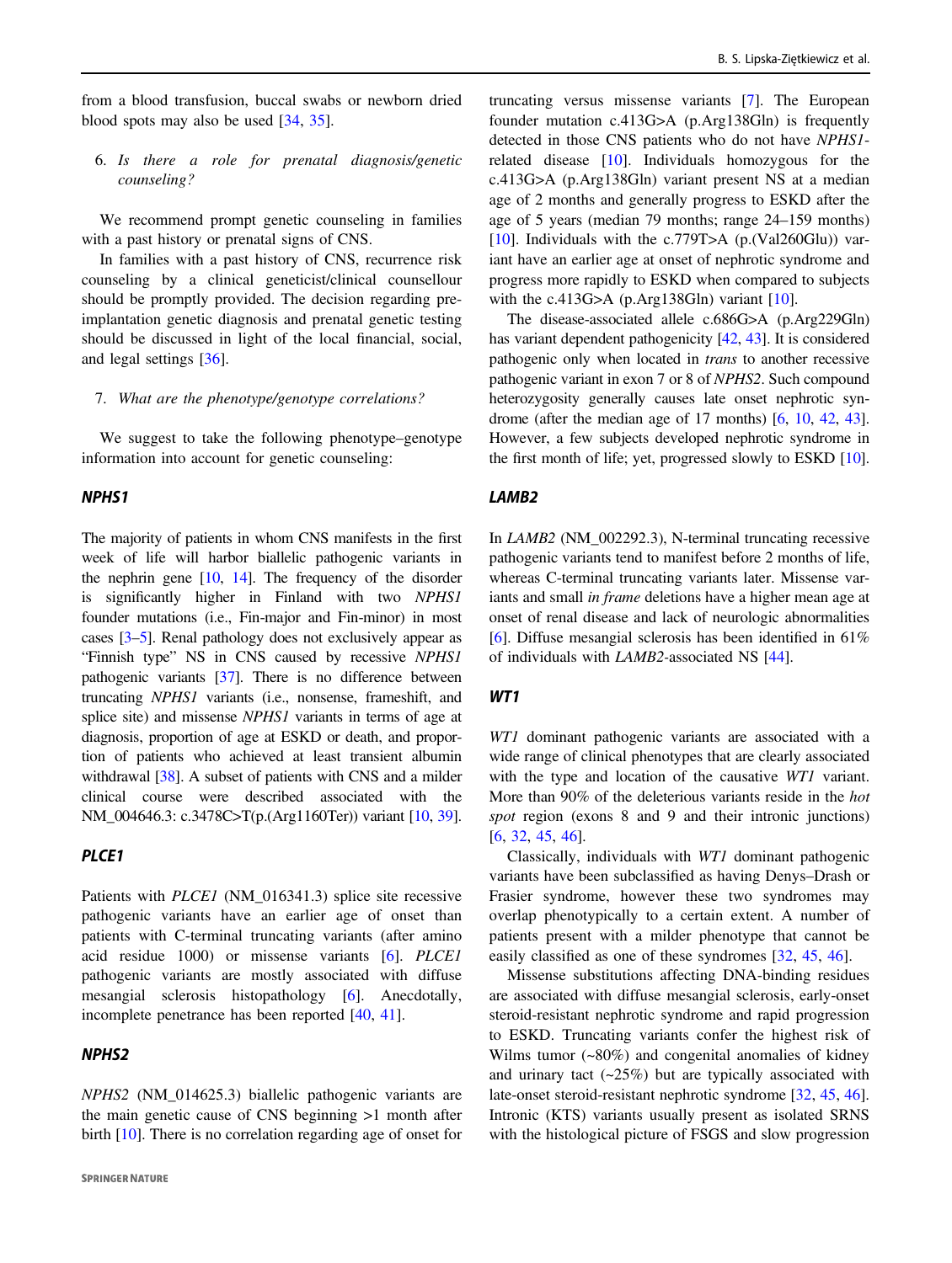from a blood transfusion, buccal swabs or newborn dried blood spots may also be used [34, 35].

6. *Is there a role for prenatal diagnosis/genetic counseling?*

We recommend prompt genetic counseling in families with a past history or prenatal signs of CNS.

In families with a past history of CNS, recurrence risk counseling by a clinical geneticist/clinical counsellour should be promptly provided. The decision regarding preimplantation genetic diagnosis and prenatal genetic testing should be discussed in light of the local financial, social, and legal settings [36].

7. *What are the phenotype/genotype correlations?*

We suggest to take the following phenotype–genotype information into account for genetic counseling:

### *NPHS1*

The majority of patients in whom CNS manifests in the first week of life will harbor biallelic pathogenic variants in the nephrin gene [10, 14]. The frequency of the disorder is significantly higher in Finland with two *NPHS1* founder mutations (i.e., Fin-major and Fin-minor) in most cases [3–5]. Renal pathology does not exclusively appear as "Finnish type" NS in CNS caused by recessive *NPHS1* pathogenic variants [37]. There is no difference between truncating *NPHS1* variants (i.e., nonsense, frameshift, and splice site) and missense *NPHS1* variants in terms of age at diagnosis, proportion of age at ESKD or death, and proportion of patients who achieved at least transient albumin withdrawal [38]. A subset of patients with CNS and a milder clinical course were described associated with the NM_004646.3: c.3478C>T(p.(Arg1160Ter)) variant [10, 39].

### *PLCE1*

Patients with *PLCE1* (NM_016341.3) splice site recessive pathogenic variants have an earlier age of onset than patients with C-terminal truncating variants (after amino acid residue 1000) or missense variants [6]. *PLCE1* pathogenic variants are mostly associated with diffuse mesangial sclerosis histopathology [6]. Anecdotally, incomplete penetrance has been reported [40, 41].

### *NPHS2*

*NPHS2* (NM_014625.3) biallelic pathogenic variants are the main genetic cause of CNS beginning >1 month after birth [10]. There is no correlation regarding age of onset for truncating versus missense variants [7]. The European founder mutation c.413G>A (p.Arg138Gln) is frequently detected in those CNS patients who do not have *NPHS1*-related disease [10]. Individuals homozygous for the c.413G>A (p.Arg138Gln) variant present NS at a median age of 2 months and generally progress to ESKD after the age of 5 years (median 79 months; range 24–159 months) [10]. Individuals with the c.779T>A (p.(Val260Glu)) variant have an earlier age at onset of nephrotic syndrome and progress more rapidly to ESKD when compared to subjects with the c.413G>A (p.Arg138Gln) variant [10].

The disease-associated allele c.686G>A (p.Arg229Gln) has variant dependent pathogenicity [42, 43]. It is considered pathogenic only when located in *trans* to another recessive pathogenic variant in exon 7 or 8 of *NPHS2*. Such compound heterozygosity generally causes late onset nephrotic syndrome (after the median age of 17 months) [6, 10, 42, 43]. However, a few subjects developed nephrotic syndrome in the first month of life; yet, progressed slowly to ESKD [10].

### *LAMB2*

In *LAMB2* (NM_002292.3), N-terminal truncating recessive pathogenic variants tend to manifest before 2 months of life, whereas C-terminal truncating variants later. Missense variants and small *in frame* deletions have a higher mean age at onset of renal disease and lack of neurologic abnormalities [6]. Diffuse mesangial sclerosis has been identified in 61% of individuals with *LAMB2*-associated NS [44].

### *WT1*

*WT1* dominant pathogenic variants are associated with a wide range of clinical phenotypes that are clearly associated with the type and location of the causative *WT1* variant. More than 90% of the deleterious variants reside in the *hot spot* region (exons 8 and 9 and their intronic junctions) [6, 32, 45, 46].

Classically, individuals with *WT1* dominant pathogenic variants have been subclassified as having Denys–Drash or Frasier syndrome, however these two syndromes may overlap phenotypically to a certain extent. A number of patients present with a milder phenotype that cannot be easily classified as one of these syndromes [32, 45, 46].

Missense substitutions affecting DNA-binding residues are associated with diffuse mesangial sclerosis, early-onset steroid-resistant nephrotic syndrome and rapid progression to ESKD. Truncating variants confer the highest risk of Wilms tumor (~80%) and congenital anomalies of kidney and urinary tact (~25%) but are typically associated with late-onset steroid-resistant nephrotic syndrome [32, 45, 46]. Intronic (KTS) variants usually present as isolated SRNS with the histological picture of FSGS and slow progression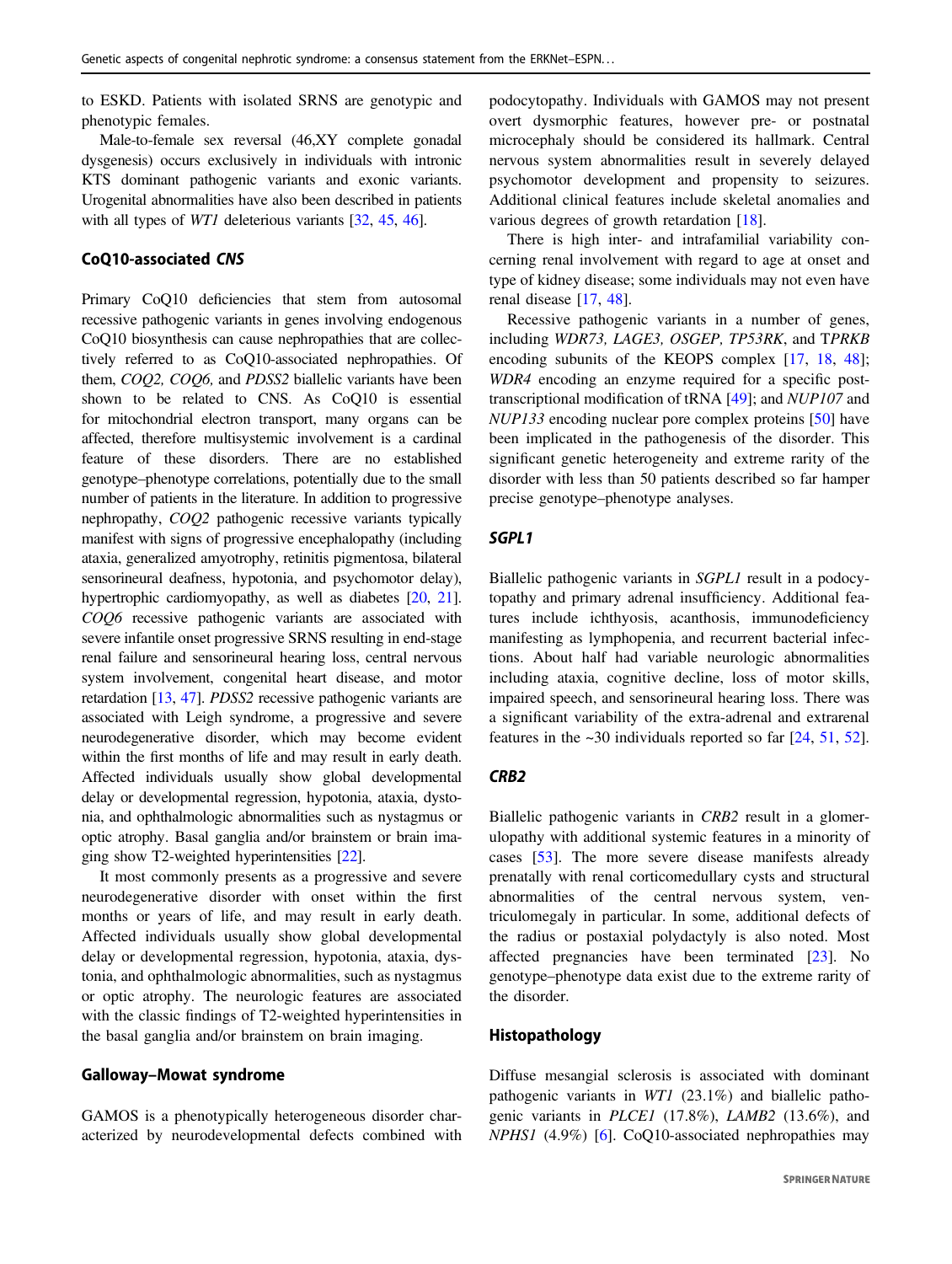to ESKD. Patients with isolated SRNS are genotypic and phenotypic females.

Male-to-female sex reversal (46,XY complete gonadal dysgenesis) occurs exclusively in individuals with intronic KTS dominant pathogenic variants and exonic variants. Urogenital abnormalities have also been described in patients with all types of *WT1* deleterious variants [32, 45, 46].

### CoQ10-associated *CNS*

Primary CoQ10 deficiencies that stem from autosomal recessive pathogenic variants in genes involving endogenous CoQ10 biosynthesis can cause nephropathies that are collectively referred to as CoQ10-associated nephropathies. Of them, *COQ2, COQ6,* and *PDSS2* biallelic variants have been shown to be related to CNS. As CoQ10 is essential for mitochondrial electron transport, many organs can be affected, therefore multisystemic involvement is a cardinal feature of these disorders. There are no established genotype–phenotype correlations, potentially due to the small number of patients in the literature. In addition to progressive nephropathy, *COQ2* pathogenic recessive variants typically manifest with signs of progressive encephalopathy (including ataxia, generalized amyotrophy, retinitis pigmentosa, bilateral sensorineural deafness, hypotonia, and psychomotor delay), hypertrophic cardiomyopathy, as well as diabetes [20, 21]. *COQ6* recessive pathogenic variants are associated with severe infantile onset progressive SRNS resulting in end-stage renal failure and sensorineural hearing loss, central nervous system involvement, congenital heart disease, and motor retardation [13, 47]. *PDSS2* recessive pathogenic variants are associated with Leigh syndrome, a progressive and severe neurodegenerative disorder, which may become evident within the first months of life and may result in early death. Affected individuals usually show global developmental delay or developmental regression, hypotonia, ataxia, dystonia, and ophthalmologic abnormalities such as nystagmus or optic atrophy. Basal ganglia and/or brainstem or brain imaging show T2-weighted hyperintensities [22].

It most commonly presents as a progressive and severe neurodegenerative disorder with onset within the first months or years of life, and may result in early death. Affected individuals usually show global developmental delay or developmental regression, hypotonia, ataxia, dystonia, and ophthalmologic abnormalities, such as nystagmus or optic atrophy. The neurologic features are associated with the classic findings of T2-weighted hyperintensities in the basal ganglia and/or brainstem on brain imaging.

### Galloway–Mowat syndrome

GAMOS is a phenotypically heterogeneous disorder characterized by neurodevelopmental defects combined with podocytopathy. Individuals with GAMOS may not present overt dysmorphic features, however pre- or postnatal microcephaly should be considered its hallmark. Central nervous system abnormalities result in severely delayed psychomotor development and propensity to seizures. Additional clinical features include skeletal anomalies and various degrees of growth retardation [18].

There is high inter- and intrafamilial variability concerning renal involvement with regard to age at onset and type of kidney disease; some individuals may not even have renal disease [17, 48].

Recessive pathogenic variants in a number of genes, including *WDR73, LAGE3, OSGEP, TP53RK*, and T*PRKB* encoding subunits of the KEOPS complex [17, 18, 48]; *WDR4* encoding an enzyme required for a specific post-transcriptional modification of tRNA [49]; and *NUP107* and *NUP133* encoding nuclear pore complex proteins [50] have been implicated in the pathogenesis of the disorder. This significant genetic heterogeneity and extreme rarity of the disorder with less than 50 patients described so far hamper precise genotype–phenotype analyses.

### *SGPL1*

Biallelic pathogenic variants in *SGPL1* result in a podocytopathy and primary adrenal insufficiency. Additional features include ichthyosis, acanthosis, immunodeficiency manifesting as lymphopenia, and recurrent bacterial infections. About half had variable neurologic abnormalities including ataxia, cognitive decline, loss of motor skills, impaired speech, and sensorineural hearing loss. There was a significant variability of the extra-adrenal and extrarenal features in the ~30 individuals reported so far [24, 51, 52].

### *CRB2*

Biallelic pathogenic variants in *CRB2* result in a glomerulopathy with additional systemic features in a minority of cases [53]. The more severe disease manifests already prenatally with renal corticomedullary cysts and structural abnormalities of the central nervous system, ventriculomegaly in particular. In some, additional defects of the radius or postaxial polydactyly is also noted. Most affected pregnancies have been terminated [23]. No genotype–phenotype data exist due to the extreme rarity of the disorder.

### Histopathology

Diffuse mesangial sclerosis is associated with dominant pathogenic variants in *WT1* (23.1%) and biallelic pathogenic variants in *PLCE1* (17.8%), *LAMB2* (13.6%), and *NPHS1* (4.9%) [6]. CoQ10-associated nephropathies may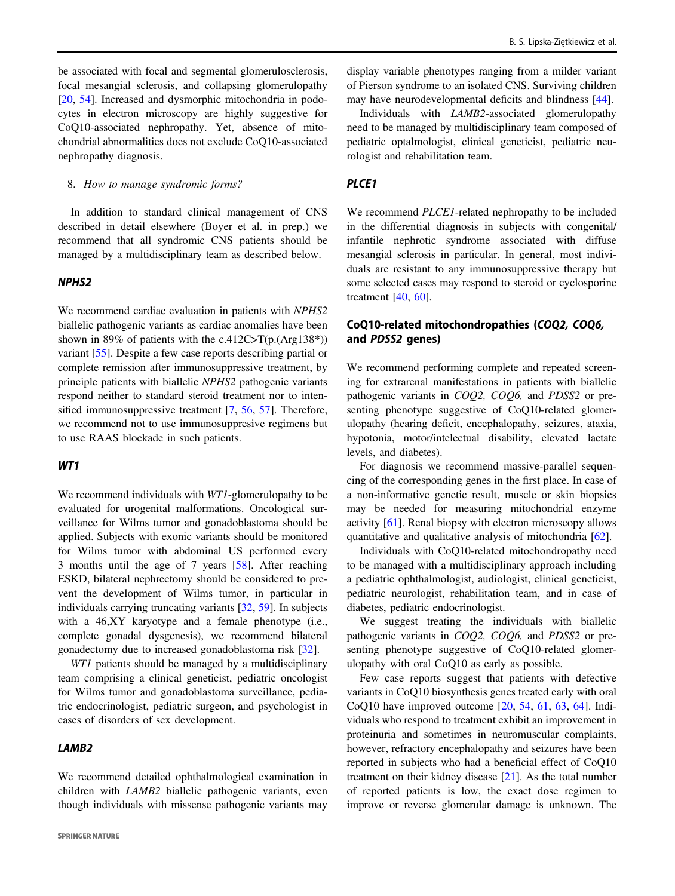be associated with focal and segmental glomerulosclerosis, focal mesangial sclerosis, and collapsing glomerulopathy [20, 54]. Increased and dysmorphic mitochondria in podocytes in electron microscopy are highly suggestive for CoQ10-associated nephropathy. Yet, absence of mitochondrial abnormalities does not exclude CoQ10-associated nephropathy diagnosis.

8. *How to manage syndromic forms?*

In addition to standard clinical management of CNS described in detail elsewhere (Boyer et al. in prep.) we recommend that all syndromic CNS patients should be managed by a multidisciplinary team as described below.

### *NPHS2*

We recommend cardiac evaluation in patients with *NPHS2* biallelic pathogenic variants as cardiac anomalies have been shown in 89% of patients with the c.412C>T(p.(Arg138*)) variant [55]. Despite a few case reports describing partial or complete remission after immunosuppressive treatment, by principle patients with biallelic *NPHS2* pathogenic variants respond neither to standard steroid treatment nor to intensified immunosuppressive treatment [7, 56, 57]. Therefore, we recommend not to use immunosuppresive regimens but to use RAAS blockade in such patients.

### *WT1*

We recommend individuals with *WT1*-glomerulopathy to be evaluated for urogenital malformations. Oncological surveillance for Wilms tumor and gonadoblastoma should be applied. Subjects with exonic variants should be monitored for Wilms tumor with abdominal US performed every 3 months until the age of 7 years [58]. After reaching ESKD, bilateral nephrectomy should be considered to prevent the development of Wilms tumor, in particular in individuals carrying truncating variants [32, 59]. In subjects with a 46,XY karyotype and a female phenotype (i.e., complete gonadal dysgenesis), we recommend bilateral gonadectomy due to increased gonadoblastoma risk [32].

*WT1* patients should be managed by a multidisciplinary team comprising a clinical geneticist, pediatric oncologist for Wilms tumor and gonadoblastoma surveillance, pediatric endocrinologist, pediatric surgeon, and psychologist in cases of disorders of sex development.

### *LAMB2*

We recommend detailed ophthalmological examination in children with *LAMB2* biallelic pathogenic variants, even though individuals with missense pathogenic variants may display variable phenotypes ranging from a milder variant of Pierson syndrome to an isolated CNS. Surviving children may have neurodevelopmental deficits and blindness [44].

Individuals with *LAMB2*-associated glomerulopathy need to be managed by multidisciplinary team composed of pediatric optalmologist, clinical geneticist, pediatric neurologist and rehabilitation team.

### *PLCE1*

We recommend *PLCE1*-related nephropathy to be included in the differential diagnosis in subjects with congenital/infantile nephrotic syndrome associated with diffuse mesangial sclerosis in particular. In general, most individuals are resistant to any immunosuppressive therapy but some selected cases may respond to steroid or cyclosporine treatment [40, 60].

### CoQ10-related mitochondropathies (*COQ2, COQ6,* and *PDSS2* genes)

We recommend performing complete and repeated screening for extrarenal manifestations in patients with biallelic pathogenic variants in *COQ2, COQ6,* and *PDSS2* or presenting phenotype suggestive of CoQ10-related glomerulopathy (hearing deficit, encephalopathy, seizures, ataxia, hypotonia, motor/intelectual disability, elevated lactate levels, and diabetes).

For diagnosis we recommend massive-parallel sequencing of the corresponding genes in the first place. In case of a non-informative genetic result, muscle or skin biopsies may be needed for measuring mitochondrial enzyme activity [61]. Renal biopsy with electron microscopy allows quantitative and qualitative analysis of mitochondria [62].

Individuals with CoQ10-related mitochondropathy need to be managed with a multidisciplinary approach including a pediatric ophthalmologist, audiologist, clinical geneticist, pediatric neurologist, rehabilitation team, and in case of diabetes, pediatric endocrinologist.

We suggest treating the individuals with biallelic pathogenic variants in *COQ2, COQ6,* and *PDSS2* or presenting phenotype suggestive of CoQ10-related glomerulopathy with oral CoQ10 as early as possible.

Few case reports suggest that patients with defective variants in CoQ10 biosynthesis genes treated early with oral CoQ10 have improved outcome [20, 54, 61, 63, 64]. Individuals who respond to treatment exhibit an improvement in proteinuria and sometimes in neuromuscular complaints, however, refractory encephalopathy and seizures have been reported in subjects who had a beneficial effect of CoQ10 treatment on their kidney disease [21]. As the total number of reported patients is low, the exact dose regimen to improve or reverse glomerular damage is unknown. The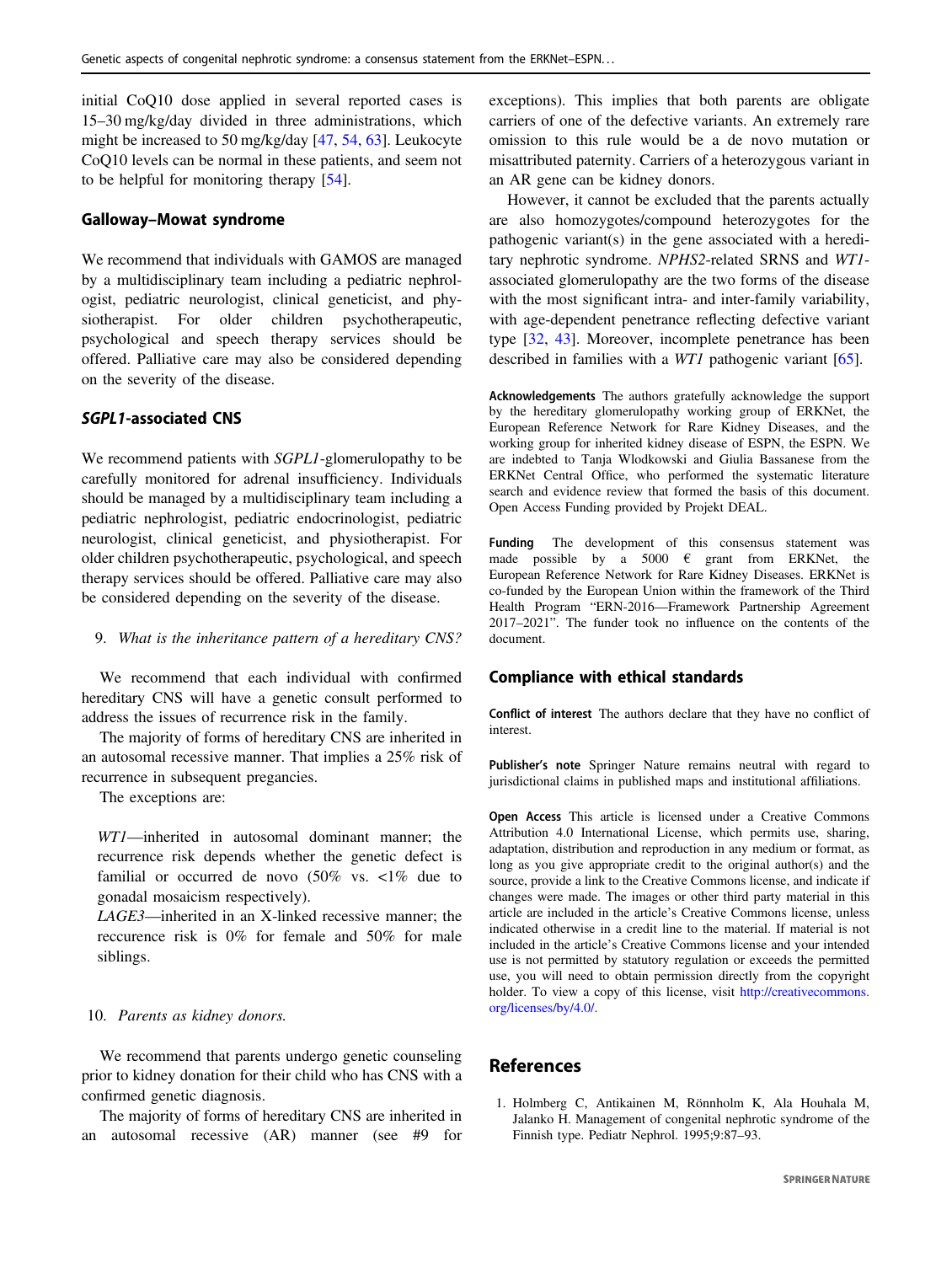initial CoQ10 dose applied in several reported cases is 15–30 mg/kg/day divided in three administrations, which might be increased to 50 mg/kg/day [47, 54, 63]. Leukocyte CoQ10 levels can be normal in these patients, and seem not to be helpful for monitoring therapy [54].

### Galloway–Mowat syndrome

We recommend that individuals with GAMOS are managed by a multidisciplinary team including a pediatric nephrologist, pediatric neurologist, clinical geneticist, and physiotherapist. For older children psychotherapeutic, psychological and speech therapy services should be offered. Palliative care may also be considered depending on the severity of the disease.

### *SGPL1*-associated CNS

We recommend patients with *SGPL1*-glomerulopathy to be carefully monitored for adrenal insufficiency. Individuals should be managed by a multidisciplinary team including a pediatric nephrologist, pediatric endocrinologist, pediatric neurologist, clinical geneticist, and physiotherapist. For older children psychotherapeutic, psychological, and speech therapy services should be offered. Palliative care may also be considered depending on the severity of the disease.

9. *What is the inheritance pattern of a hereditary CNS?*

We recommend that each individual with confirmed hereditary CNS will have a genetic consult performed to address the issues of recurrence risk in the family.

The majority of forms of hereditary CNS are inherited in an autosomal recessive manner. That implies a 25% risk of recurrence in subsequent pregancies.

The exceptions are:

*WT1*—inherited in autosomal dominant manner; the recurrence risk depends whether the genetic defect is familial or occurred de novo (50% vs. <1% due to gonadal mosaicism respectively).

*LAGE3*—inherited in an X-linked recessive manner; the reccurence risk is 0% for female and 50% for male siblings.

10. *Parents as kidney donors.*

We recommend that parents undergo genetic counseling prior to kidney donation for their child who has CNS with a confirmed genetic diagnosis.

The majority of forms of hereditary CNS are inherited in an autosomal recessive (AR) manner (see #9 for exceptions). This implies that both parents are obligate carriers of one of the defective variants. An extremely rare omission to this rule would be a de novo mutation or misattributed paternity. Carriers of a heterozygous variant in an AR gene can be kidney donors.

However, it cannot be excluded that the parents actually are also homozygotes/compound heterozygotes for the pathogenic variant(s) in the gene associated with a hereditary nephrotic syndrome. *NPHS2*-related SRNS and *WT1*-associated glomerulopathy are the two forms of the disease with the most significant intra- and inter-family variability, with age-dependent penetrance reflecting defective variant type [32, 43]. Moreover, incomplete penetrance has been described in families with a *WT1* pathogenic variant [65].

**Acknowledgements** The authors gratefully acknowledge the support by the hereditary glomerulopathy working group of ERKNet, the European Reference Network for Rare Kidney Diseases, and the working group for inherited kidney disease of ESPN, the ESPN. We are indebted to Tanja Wlodkowski and Giulia Bassanese from the ERKNet Central Office, who performed the systematic literature search and evidence review that formed the basis of this document. Open Access Funding provided by Projekt DEAL.

**Funding** The development of this consensus statement was made possible by a 5000 € grant from ERKNet, the European Reference Network for Rare Kidney Diseases. ERKNet is co-funded by the European Union within the framework of the Third Health Program "ERN-2016—Framework Partnership Agreement 2017–2021". The funder took no influence on the contents of the document.

## Compliance with ethical standards

**Conflict of interest** The authors declare that they have no conflict of interest.

**Publisher's note** Springer Nature remains neutral with regard to jurisdictional claims in published maps and institutional affiliations.

**Open Access** This article is licensed under a Creative Commons Attribution 4.0 International License, which permits use, sharing, adaptation, distribution and reproduction in any medium or format, as long as you give appropriate credit to the original author(s) and the source, provide a link to the Creative Commons license, and indicate if changes were made. The images or other third party material in this article are included in the article's Creative Commons license, unless indicated otherwise in a credit line to the material. If material is not included in the article's Creative Commons license and your intended use is not permitted by statutory regulation or exceeds the permitted use, you will need to obtain permission directly from the copyright holder. To view a copy of this license, visit http://creativecommons.org/licenses/by/4.0/.

## References

1. Holmberg C, Antikainen M, Rönnholm K, Ala Houhala M, Jalanko H. Management of congenital nephrotic syndrome of the Finnish type. Pediatr Nephrol. 1995;9:87–93.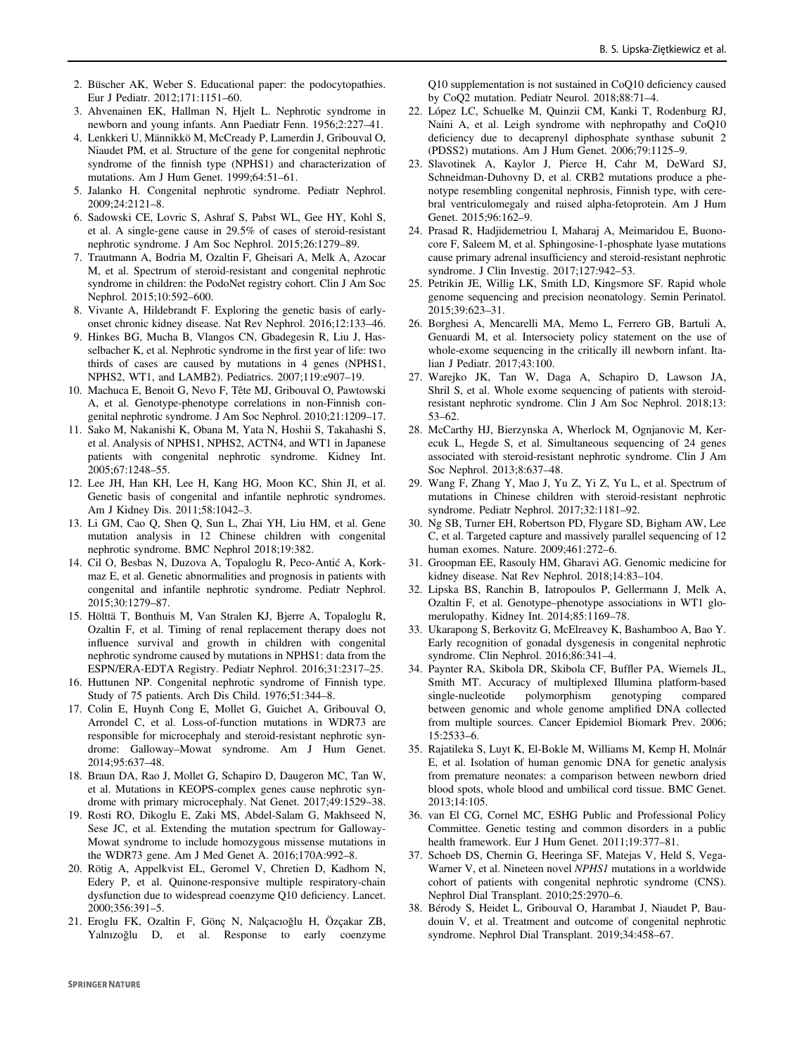2. Büscher AK, Weber S. Educational paper: the podocytopathies. Eur J Pediatr. 2012;171:1151–60.
3. Ahvenainen EK, Hallman N, Hjelt L. Nephrotic syndrome in newborn and young infants. Ann Paediatr Fenn. 1956;2:227–41.
4. Lenkkeri U, Männikkö M, McCready P, Lamerdin J, Gribouval O, Niaudet PM, et al. Structure of the gene for congenital nephrotic syndrome of the finnish type (NPHS1) and characterization of mutations. Am J Hum Genet. 1999;64:51–61.
5. Jalanko H. Congenital nephrotic syndrome. Pediatr Nephrol. 2009;24:2121–8.
6. Sadowski CE, Lovric S, Ashraf S, Pabst WL, Gee HY, Kohl S, et al. A single-gene cause in 29.5% of cases of steroid-resistant nephrotic syndrome. J Am Soc Nephrol. 2015;26:1279–89.
7. Trautmann A, Bodria M, Ozaltin F, Gheisari A, Melk A, Azocar M, et al. Spectrum of steroid-resistant and congenital nephrotic syndrome in children: the PodoNet registry cohort. Clin J Am Soc Nephrol. 2015;10:592–600.
8. Vivante A, Hildebrandt F. Exploring the genetic basis of early-onset chronic kidney disease. Nat Rev Nephrol. 2016;12:133–46.
9. Hinkes BG, Mucha B, Vlangos CN, Gbadegesin R, Liu J, Hasselbacher K, et al. Nephrotic syndrome in the first year of life: two thirds of cases are caused by mutations in 4 genes (NPHS1, NPHS2, WT1, and LAMB2). Pediatrics. 2007;119:e907–19.
10. Machuca E, Benoit G, Nevo F, Tête MJ, Gribouval O, Pawtowski A, et al. Genotype-phenotype correlations in non-Finnish congenital nephrotic syndrome. J Am Soc Nephrol. 2010;21:1209–17.
11. Sako M, Nakanishi K, Obana M, Yata N, Hoshii S, Takahashi S, et al. Analysis of NPHS1, NPHS2, ACTN4, and WT1 in Japanese patients with congenital nephrotic syndrome. Kidney Int. 2005;67:1248–55.
12. Lee JH, Han KH, Lee H, Kang HG, Moon KC, Shin JI, et al. Genetic basis of congenital and infantile nephrotic syndromes. Am J Kidney Dis. 2011;58:1042–3.
13. Li GM, Cao Q, Shen Q, Sun L, Zhai YH, Liu HM, et al. Gene mutation analysis in 12 Chinese children with congenital nephrotic syndrome. BMC Nephrol 2018;19:382.
14. Cil O, Besbas N, Duzova A, Topaloglu R, Peco-Antić A, Korkmaz E, et al. Genetic abnormalities and prognosis in patients with congenital and infantile nephrotic syndrome. Pediatr Nephrol. 2015;30:1279–87.
15. Hölttä T, Bonthuis M, Van Stralen KJ, Bjerre A, Topaloglu R, Ozaltin F, et al. Timing of renal replacement therapy does not influence survival and growth in children with congenital nephrotic syndrome caused by mutations in NPHS1: data from the ESPN/ERA-EDTA Registry. Pediatr Nephrol. 2016;31:2317–25.
16. Huttunen NP. Congenital nephrotic syndrome of Finnish type. Study of 75 patients. Arch Dis Child. 1976;51:344–8.
17. Colin E, Huynh Cong E, Mollet G, Guichet A, Gribouval O, Arrondel C, et al. Loss-of-function mutations in WDR73 are responsible for microcephaly and steroid-resistant nephrotic syndrome: Galloway–Mowat syndrome. Am J Hum Genet. 2014;95:637–48.
18. Braun DA, Rao J, Mollet G, Schapiro D, Daugeron MC, Tan W, et al. Mutations in KEOPS-complex genes cause nephrotic syndrome with primary microcephaly. Nat Genet. 2017;49:1529–38.
19. Rosti RO, Dikoglu E, Zaki MS, Abdel-Salam G, Makhseed N, Sese JC, et al. Extending the mutation spectrum for Galloway-Mowat syndrome to include homozygous missense mutations in the WDR73 gene. Am J Med Genet A. 2016;170A:992–8.
20. Rötig A, Appelkvist EL, Geromel V, Chretien D, Kadhom N, Edery P, et al. Quinone-responsive multiple respiratory-chain dysfunction due to widespread coenzyme Q10 deficiency. Lancet. 2000;356:391–5.
21. Eroglu FK, Ozaltin F, Gönç N, Nalçacıoğlu H, Özçakar ZB, Yalnızoğlu D, et al. Response to early coenzyme Q10 supplementation is not sustained in CoQ10 deficiency caused by CoQ2 mutation. Pediatr Neurol. 2018;88:71–4.
22. López LC, Schuelke M, Quinzii CM, Kanki T, Rodenburg RJ, Naini A, et al. Leigh syndrome with nephropathy and CoQ10 deficiency due to decaprenyl diphosphate synthase subunit 2 (PDSS2) mutations. Am J Hum Genet. 2006;79:1125–9.
23. Slavotinek A, Kaylor J, Pierce H, Cahr M, DeWard SJ, Schneidman-Duhovny D, et al. CRB2 mutations produce a phenotype resembling congenital nephrosis, Finnish type, with cerebral ventriculomegaly and raised alpha-fetoprotein. Am J Hum Genet. 2015;96:162–9.
24. Prasad R, Hadjidemetriou I, Maharaj A, Meimaridou E, Buonocore F, Saleem M, et al. Sphingosine-1-phosphate lyase mutations cause primary adrenal insufficiency and steroid-resistant nephrotic syndrome. J Clin Investig. 2017;127:942–53.
25. Petrikin JE, Willig LK, Smith LD, Kingsmore SF. Rapid whole genome sequencing and precision neonatology. Semin Perinatol. 2015;39:623–31.
26. Borghesi A, Mencarelli MA, Memo L, Ferrero GB, Bartuli A, Genuardi M, et al. Intersociety policy statement on the use of whole-exome sequencing in the critically ill newborn infant. Italian J Pediatr. 2017;43:100.
27. Warejko JK, Tan W, Daga A, Schapiro D, Lawson JA, Shril S, et al. Whole exome sequencing of patients with steroid-resistant nephrotic syndrome. Clin J Am Soc Nephrol. 2018;13:53–62.
28. McCarthy HJ, Bierzynska A, Wherlock M, Ognjanovic M, Kerecuk L, Hegde S, et al. Simultaneous sequencing of 24 genes associated with steroid-resistant nephrotic syndrome. Clin J Am Soc Nephrol. 2013;8:637–48.
29. Wang F, Zhang Y, Mao J, Yu Z, Yi Z, Yu L, et al. Spectrum of mutations in Chinese children with steroid-resistant nephrotic syndrome. Pediatr Nephrol. 2017;32:1181–92.
30. Ng SB, Turner EH, Robertson PD, Flygare SD, Bigham AW, Lee C, et al. Targeted capture and massively parallel sequencing of 12 human exomes. Nature. 2009;461:272–6.
31. Groopman EE, Rasouly HM, Gharavi AG. Genomic medicine for kidney disease. Nat Rev Nephrol. 2018;14:83–104.
32. Lipska BS, Ranchin B, Iatropoulos P, Gellermann J, Melk A, Ozaltin F, et al. Genotype–phenotype associations in WT1 glomerulopathy. Kidney Int. 2014;85:1169–78.
33. Ukarapong S, Berkovitz G, McElreavey K, Bashamboo A, Bao Y. Early recognition of gonadal dysgenesis in congenital nephrotic syndrome. Clin Nephrol. 2016;86:341–4.
34. Paynter RA, Skibola DR, Skibola CF, Buffler PA, Wiemels JL, Smith MT. Accuracy of multiplexed Illumina platform-based single-nucleotide polymorphism genotyping compared between genomic and whole genome amplified DNA collected from multiple sources. Cancer Epidemiol Biomark Prev. 2006;15:2533–6.
35. Rajatileka S, Luyt K, El-Bokle M, Williams M, Kemp H, Molnár E, et al. Isolation of human genomic DNA for genetic analysis from premature neonates: a comparison between newborn dried blood spots, whole blood and umbilical cord tissue. BMC Genet. 2013;14:105.
36. van El CG, Cornel MC, ESHG Public and Professional Policy Committee. Genetic testing and common disorders in a public health framework. Eur J Hum Genet. 2011;19:377–81.
37. Schoeb DS, Chernin G, Heeringa SF, Matejas V, Held S, Vega-Warner V, et al. Nineteen novel *NPHS1* mutations in a worldwide cohort of patients with congenital nephrotic syndrome (CNS). Nephrol Dial Transplant. 2010;25:2970–6.
38. Bérody S, Heidet L, Gribouval O, Harambat J, Niaudet P, Baudouin V, et al. Treatment and outcome of congenital nephrotic syndrome. Nephrol Dial Transplant. 2019;34:458–67.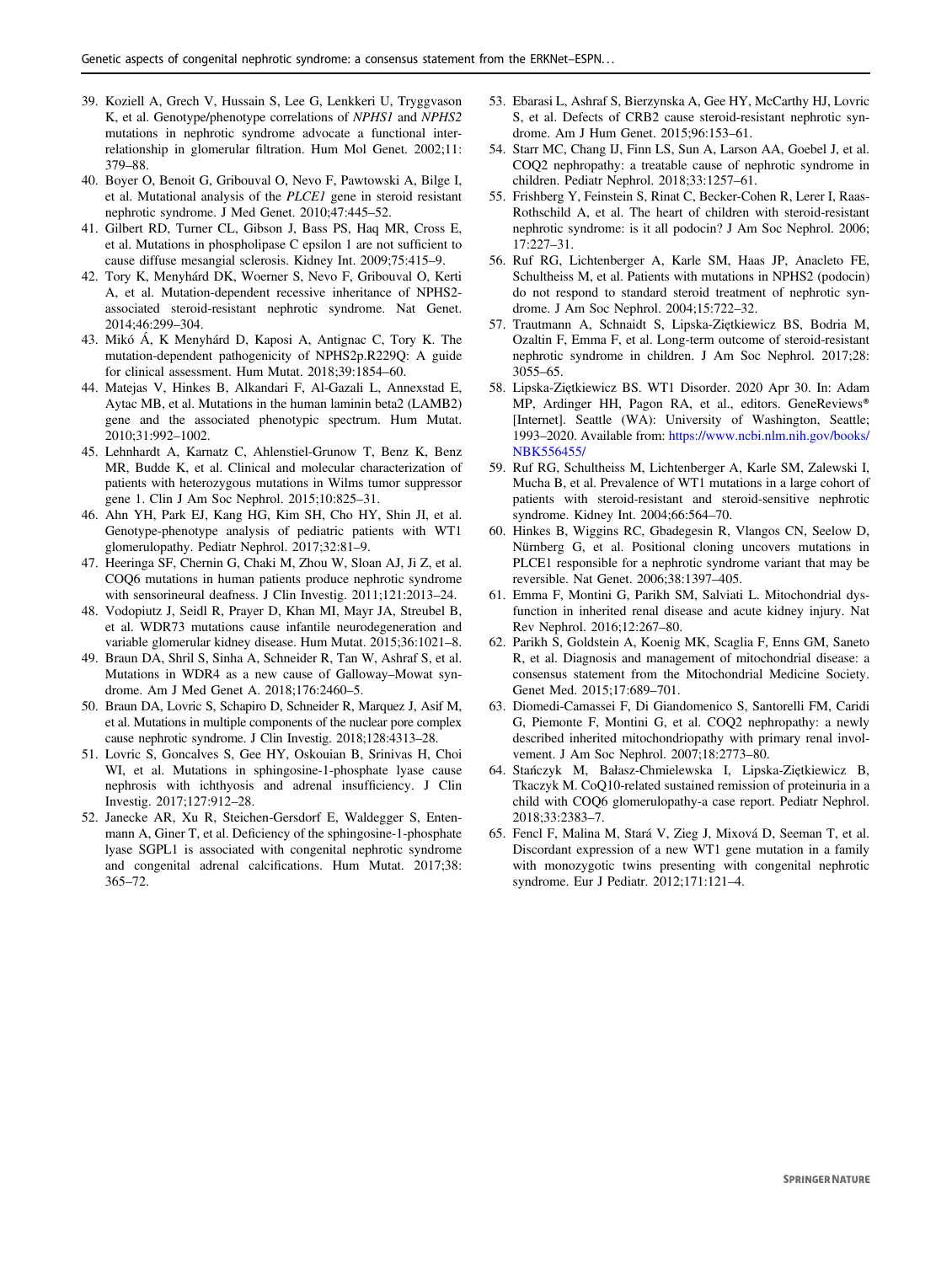39. Koziell A, Grech V, Hussain S, Lee G, Lenkkeri U, Tryggvason K, et al. Genotype/phenotype correlations of *NPHS1* and *NPHS2* mutations in nephrotic syndrome advocate a functional inter-relationship in glomerular filtration. Hum Mol Genet. 2002;11: 379–88.
40. Boyer O, Benoit G, Gribouval O, Nevo F, Pawtowski A, Bilge I, et al. Mutational analysis of the *PLCE1* gene in steroid resistant nephrotic syndrome. J Med Genet. 2010;47:445–52.
41. Gilbert RD, Turner CL, Gibson J, Bass PS, Haq MR, Cross E, et al. Mutations in phospholipase C epsilon 1 are not sufficient to cause diffuse mesangial sclerosis. Kidney Int. 2009;75:415–9.
42. Tory K, Menyhárd DK, Woerner S, Nevo F, Gribouval O, Kerti A, et al. Mutation-dependent recessive inheritance of NPHS2-associated steroid-resistant nephrotic syndrome. Nat Genet. 2014;46:299–304.
43. Mikó Á, K Menyhárd D, Kaposi A, Antignac C, Tory K. The mutation-dependent pathogenicity of NPHS2p.R229Q: A guide for clinical assessment. Hum Mutat. 2018;39:1854–60.
44. Matejas V, Hinkes B, Alkandari F, Al-Gazali L, Annexstad E, Aytac MB, et al. Mutations in the human laminin beta2 (LAMB2) gene and the associated phenotypic spectrum. Hum Mutat. 2010;31:992–1002.
45. Lehnhardt A, Karnatz C, Ahlenstiel-Grunow T, Benz K, Benz MR, Budde K, et al. Clinical and molecular characterization of patients with heterozygous mutations in Wilms tumor suppressor gene 1. Clin J Am Soc Nephrol. 2015;10:825–31.
46. Ahn YH, Park EJ, Kang HG, Kim SH, Cho HY, Shin JI, et al. Genotype-phenotype analysis of pediatric patients with WT1 glomerulopathy. Pediatr Nephrol. 2017;32:81–9.
47. Heeringa SF, Chernin G, Chaki M, Zhou W, Sloan AJ, Ji Z, et al. COQ6 mutations in human patients produce nephrotic syndrome with sensorineural deafness. J Clin Investig. 2011;121:2013–24.
48. Vodopiutz J, Seidl R, Prayer D, Khan MI, Mayr JA, Streubel B, et al. WDR73 mutations cause infantile neurodegeneration and variable glomerular kidney disease. Hum Mutat. 2015;36:1021–8.
49. Braun DA, Shril S, Sinha A, Schneider R, Tan W, Ashraf S, et al. Mutations in WDR4 as a new cause of Galloway–Mowat syndrome. Am J Med Genet A. 2018;176:2460–5.
50. Braun DA, Lovric S, Schapiro D, Schneider R, Marquez J, Asif M, et al. Mutations in multiple components of the nuclear pore complex cause nephrotic syndrome. J Clin Investig. 2018;128:4313–28.
51. Lovric S, Goncalves S, Gee HY, Oskouian B, Srinivas H, Choi WI, et al. Mutations in sphingosine-1-phosphate lyase cause nephrosis with ichthyosis and adrenal insufficiency. J Clin Investig. 2017;127:912–28.
52. Janecke AR, Xu R, Steichen-Gersdorf E, Waldegger S, Entenmann A, Giner T, et al. Deficiency of the sphingosine-1-phosphate lyase SGPL1 is associated with congenital nephrotic syndrome and congenital adrenal calcifications. Hum Mutat. 2017;38: 365–72.
53. Ebarasi L, Ashraf S, Bierzynska A, Gee HY, McCarthy HJ, Lovric S, et al. Defects of CRB2 cause steroid-resistant nephrotic syndrome. Am J Hum Genet. 2015;96:153–61.
54. Starr MC, Chang IJ, Finn LS, Sun A, Larson AA, Goebel J, et al. COQ2 nephropathy: a treatable cause of nephrotic syndrome in children. Pediatr Nephrol. 2018;33:1257–61.
55. Frishberg Y, Feinstein S, Rinat C, Becker-Cohen R, Lerer I, Raas-Rothschild A, et al. The heart of children with steroid-resistant nephrotic syndrome: is it all podocin? J Am Soc Nephrol. 2006; 17:227–31.
56. Ruf RG, Lichtenberger A, Karle SM, Haas JP, Anacleto FE, Schultheiss M, et al. Patients with mutations in NPHS2 (podocin) do not respond to standard steroid treatment of nephrotic syndrome. J Am Soc Nephrol. 2004;15:722–32.
57. Trautmann A, Schnaidt S, Lipska-Ziętkiewicz BS, Bodria M, Ozaltin F, Emma F, et al. Long-term outcome of steroid-resistant nephrotic syndrome in children. J Am Soc Nephrol. 2017;28: 3055–65.
58. Lipska-Ziętkiewicz BS. WT1 Disorder. 2020 Apr 30. In: Adam MP, Ardinger HH, Pagon RA, et al., editors. GeneReviews® [Internet]. Seattle (WA): University of Washington, Seattle; 1993–2020. Available from: https://www.ncbi.nlm.nih.gov/books/NBK556455/
59. Ruf RG, Schultheiss M, Lichtenberger A, Karle SM, Zalewski I, Mucha B, et al. Prevalence of WT1 mutations in a large cohort of patients with steroid-resistant and steroid-sensitive nephrotic syndrome. Kidney Int. 2004;66:564–70.
60. Hinkes B, Wiggins RC, Gbadegesin R, Vlangos CN, Seelow D, Nürnberg G, et al. Positional cloning uncovers mutations in PLCE1 responsible for a nephrotic syndrome variant that may be reversible. Nat Genet. 2006;38:1397–405.
61. Emma F, Montini G, Parikh SM, Salviati L. Mitochondrial dysfunction in inherited renal disease and acute kidney injury. Nat Rev Nephrol. 2016;12:267–80.
62. Parikh S, Goldstein A, Koenig MK, Scaglia F, Enns GM, Saneto R, et al. Diagnosis and management of mitochondrial disease: a consensus statement from the Mitochondrial Medicine Society. Genet Med. 2015;17:689–701.
63. Diomedi-Camassei F, Di Giandomenico S, Santorelli FM, Caridi G, Piemonte F, Montini G, et al. COQ2 nephropathy: a newly described inherited mitochondriopathy with primary renal involvement. J Am Soc Nephrol. 2007;18:2773–80.
64. Stańczyk M, Bałasz-Chmielewska I, Lipska-Ziętkiewicz B, Tkaczyk M. CoQ10-related sustained remission of proteinuria in a child with COQ6 glomerulopathy-a case report. Pediatr Nephrol. 2018;33:2383–7.
65. Fencl F, Malina M, Stará V, Zieg J, Mixová D, Seeman T, et al. Discordant expression of a new WT1 gene mutation in a family with monozygotic twins presenting with congenital nephrotic syndrome. Eur J Pediatr. 2012;171:121–4.